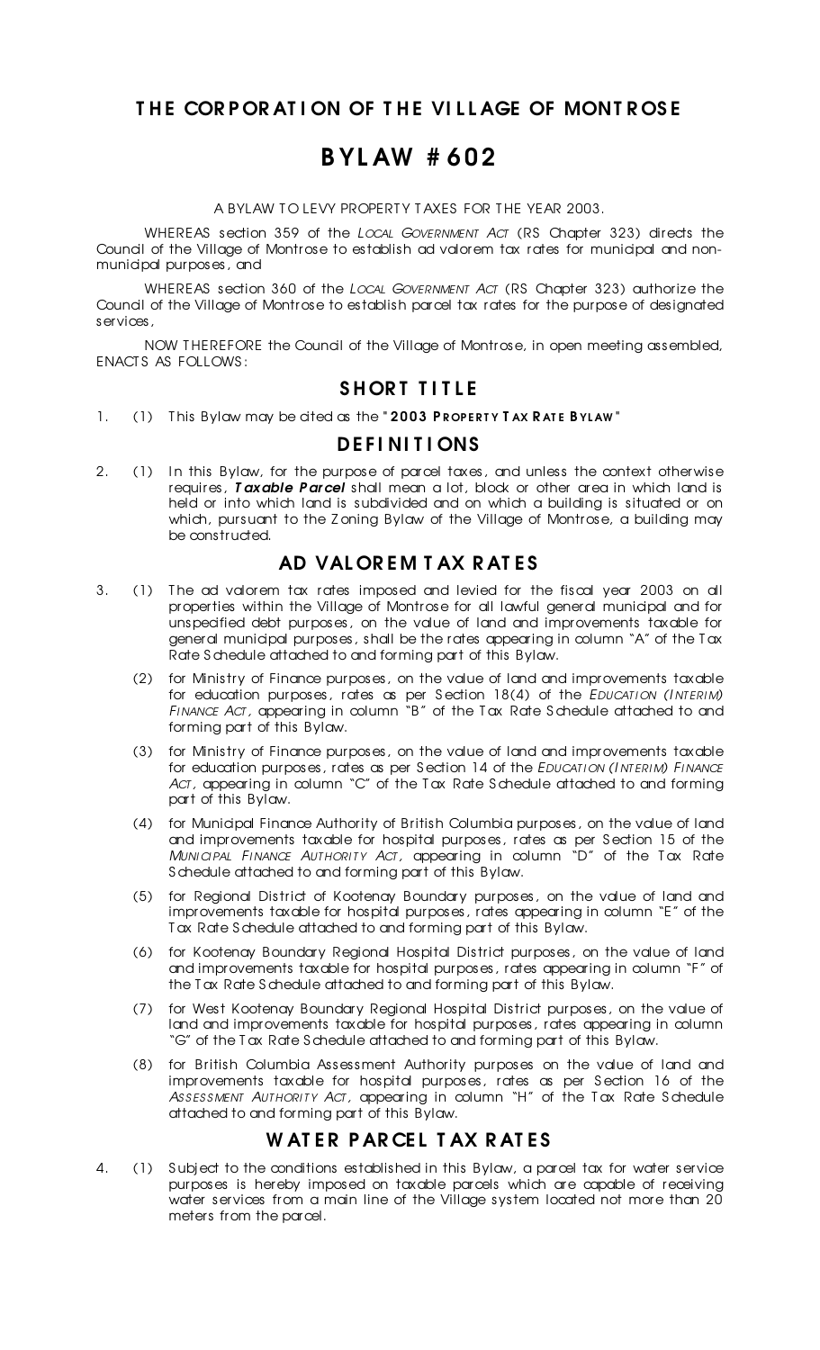# THE CORPORATION OF THE VILLAGE OF MONTROSE

# BYLAW #602

A BYLAW TO LEVY PROPERTY TAXES FOR THE YEAR 2003.

WHEREAS section 359 of the *LOCAL GOVERNMENT ACT* (RS Chapter 323) directs the Council of the Village of Montrose to establish ad valorem tax rates for municipal and non-municipal purposes, and

WHEREAS section 360 of the *LOCAL GOVERNMENT ACT* (RS Chapter 323) authorize the Council of the Village of Montrose to establish parcel tax rates for the purpose of designated services,

NOW THEREFORE the Council of the Village of Montrose, in open meeting assembled, ENACTS AS FOLLOWS:

## SHORT TITLE

1. (1) This Bylaw may be cited as the "**2003 PROPERTY TAX RATE BYLAW**"

## DEFINITIONS

2. (1) In this Bylaw, for the purpose of parcel taxes, and unless the context otherwise requires, ***Taxable Parcel*** shall mean a lot, block or other area in which land is held or into which land is subdivided and on which a building is situated or on which, pursuant to the Zoning Bylaw of the Village of Montrose, a building may be constructed.

## AD VALOREM TAX RATES

3. (1) The ad valorem tax rates imposed and levied for the fiscal year 2003 on all properties within the Village of Montrose for all lawful general municipal and for unspecified debt purposes, on the value of land and improvements taxable for general municipal purposes, shall be the rates appearing in column "A" of the Tax Rate Schedule attached to and forming part of this Bylaw.

   (2) for Ministry of Finance purposes, on the value of land and improvements taxable for education purposes, rates as per Section 18(4) of the *EDUCATION (INTERIM) FINANCE ACT*, appearing in column "B" of the Tax Rate Schedule attached to and forming part of this Bylaw.

   (3) for Ministry of Finance purposes, on the value of land and improvements taxable for education purposes, rates as per Section 14 of the *EDUCATION (INTERIM) FINANCE ACT*, appearing in column "C" of the Tax Rate Schedule attached to and forming part of this Bylaw.

   (4) for Municipal Finance Authority of British Columbia purposes, on the value of land and improvements taxable for hospital purposes, rates as per Section 15 of the *MUNICIPAL FINANCE AUTHORITY ACT*, appearing in column "D" of the Tax Rate Schedule attached to and forming part of this Bylaw.

   (5) for Regional District of Kootenay Boundary purposes, on the value of land and improvements taxable for hospital purposes, rates appearing in column "E" of the Tax Rate Schedule attached to and forming part of this Bylaw.

   (6) for Kootenay Boundary Regional Hospital District purposes, on the value of land and improvements taxable for hospital purposes, rates appearing in column "F" of the Tax Rate Schedule attached to and forming part of this Bylaw.

   (7) for West Kootenay Boundary Regional Hospital District purposes, on the value of land and improvements taxable for hospital purposes, rates appearing in column "G" of the Tax Rate Schedule attached to and forming part of this Bylaw.

   (8) for British Columbia Assessment Authority purposes on the value of land and improvements taxable for hospital purposes, rates as per Section 16 of the *ASSESSMENT AUTHORITY ACT*, appearing in column "H" of the Tax Rate Schedule attached to and forming part of this Bylaw.

## WATER PARCEL TAX RATES

4. (1) Subject to the conditions established in this Bylaw, a parcel tax for water service purposes is hereby imposed on taxable parcels which are capable of receiving water services from a main line of the Village system located not more than 20 meters from the parcel.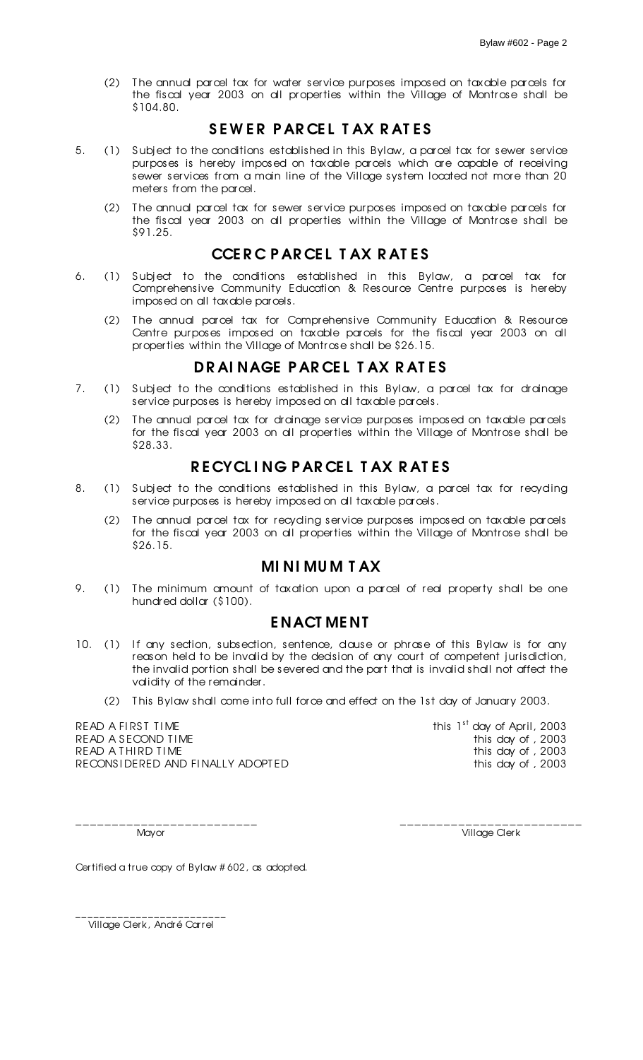(2) The annual parcel tax for water service purposes imposed on taxable parcels for the fiscal year 2003 on all properties within the Village of Montrose shall be $104.80.

## SEWER PARCEL TAX RATES

5. (1) Subject to the conditions established in this Bylaw, a parcel tax for sewer service purposes is hereby imposed on taxable parcels which are capable of receiving sewer services from a main line of the Village system located not more than 20 meters from the parcel.

   (2) The annual parcel tax for sewer service purposes imposed on taxable parcels for the fiscal year 2003 on all properties within the Village of Montrose shall be $91.25.

## CCERC PARCEL TAX RATES

6. (1) Subject to the conditions established in this Bylaw, a parcel tax for Comprehensive Community Education & Resource Centre purposes is hereby imposed on all taxable parcels.

   (2) The annual parcel tax for Comprehensive Community Education & Resource Centre purposes imposed on taxable parcels for the fiscal year 2003 on all properties within the Village of Montrose shall be $26.15.

## DRAINAGE PARCEL TAX RATES

7. (1) Subject to the conditions established in this Bylaw, a parcel tax for drainage service purposes is hereby imposed on all taxable parcels.

   (2) The annual parcel tax for drainage service purposes imposed on taxable parcels for the fiscal year 2003 on all properties within the Village of Montrose shall be $28.33.

## RECYCLING PARCEL TAX RATES

8. (1) Subject to the conditions established in this Bylaw, a parcel tax for recycling service purposes is hereby imposed on all taxable parcels.

   (2) The annual parcel tax for recycling service purposes imposed on taxable parcels for the fiscal year 2003 on all properties within the Village of Montrose shall be $26.15.

## MINIMUM TAX

9. (1) The minimum amount of taxation upon a parcel of real property shall be one hundred dollar ($100).

## ENACTMENT

10. (1) If any section, subsection, sentence, clause or phrase of this Bylaw is for any reason held to be invalid by the decision of any court of competent jurisdiction, the invalid portion shall be severed and the part that is invalid shall not affect the validity of the remainder.

    (2) This Bylaw shall come into full force and effect on the 1st day of January 2003.

READ A FIRST TIME this 1st day of April, 2003
READ A SECOND TIME this day of , 2003
READ A THIRD TIME this day of , 2003
RECONSIDERED AND FINALLY ADOPTED this day of , 2003

\_\_\_\_\_\_\_\_\_\_\_\_\_\_\_\_\_\_\_\_\_\_\_\_\_
Mayor

\_\_\_\_\_\_\_\_\_\_\_\_\_\_\_\_\_\_\_\_\_\_\_\_\_
Village Clerk

Certified a true copy of Bylaw # 602, as adopted.

\_\_\_\_\_\_\_\_\_\_\_\_\_\_\_\_\_\_\_\_\_\_\_\_\_
Village Clerk, André Carrel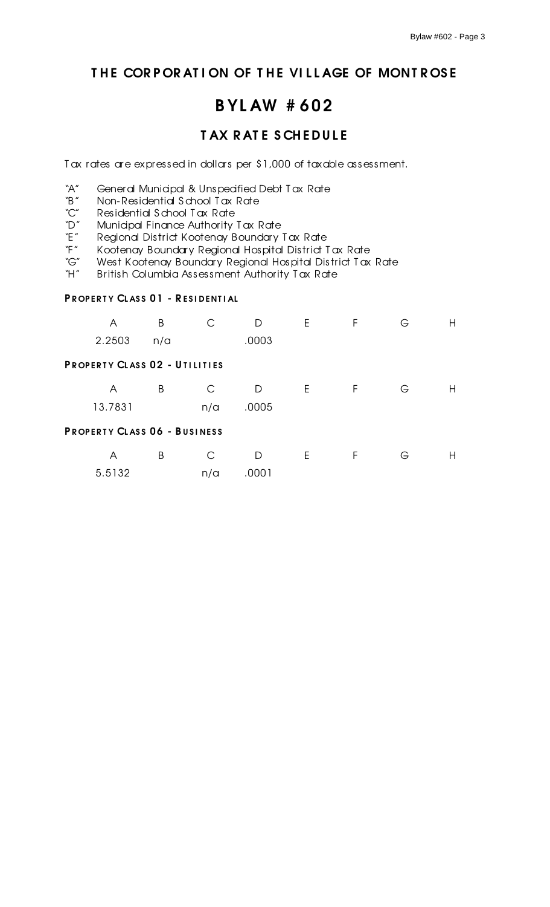# THE CORPORATION OF THE VILLAGE OF MONTROSE

# BYLAW #602

## TAX RATE SCHEDULE

Tax rates are expressed in dollars per $1,000 of taxable assessment.

- "A" General Municipal & Unspecified Debt Tax Rate
- "B" Non-Residential School Tax Rate
- "C" Residential School Tax Rate
- "D" Municipal Finance Authority Tax Rate
- "E" Regional District Kootenay Boundary Tax Rate
- "F" Kootenay Boundary Regional Hospital District Tax Rate
- "G" West Kootenay Boundary Regional Hospital District Tax Rate
- "H" British Columbia Assessment Authority Tax Rate

### PROPERTY CLASS 01 - RESIDENTIAL

| A | B | C | D | E | F | G | H |
|---|---|---|---|---|---|---|---|
| 2.2503 | n/a | | .0003 | | | | |

### PROPERTY CLASS 02 - UTILITIES

| A | B | C | D | E | F | G | H |
|---|---|---|---|---|---|---|---|
| 13.7831 | | n/a | .0005 | | | | |

### PROPERTY CLASS 06 - BUSINESS

| A | B | C | D | E | F | G | H |
|---|---|---|---|---|---|---|---|
| 5.5132 | | n/a | .0001 | | | | |